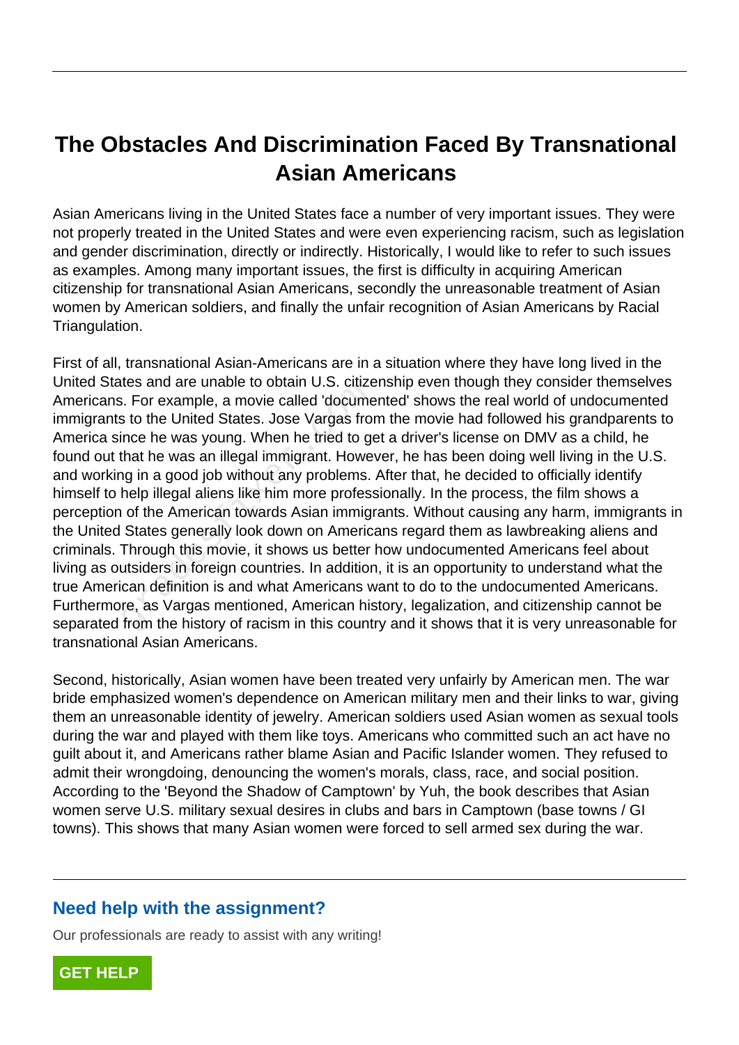# The Obstacles And Discrimination Faced By Transnational Asian Americans

Asian Americans living in the United States face a number of very important issues. They were not properly treated in the United States and were even experiencing racism, such as legislation and gender discrimination, directly or indirectly. Historically, I would like to refer to such issues as examples. Among many important issues, the first is difficulty in acquiring American citizenship for transnational Asian Americans, secondly the unreasonable treatment of Asian women by American soldiers, and finally the unfair recognition of Asian Americans by Racial Triangulation.

First of all, transnational Asian-Americans are in a situation where they have long lived in the United States and are unable to obtain U.S. citizenship even though they consider themselves Americans. For example, a movie called 'documented' shows the real world of undocumented immigrants to the United States. Jose Vargas from the movie had followed his grandparents to America since he was young. When he tried to get a driver's license on DMV as a child, he found out that he was an illegal immigrant. However, he has been doing well living in the U.S. and working in a good job without any problems. After that, he decided to officially identify himself to help illegal aliens like him more professionally. In the process, the film shows a perception of the American towards Asian immigrants. Without causing any harm, immigrants in the United States generally look down on Americans regard them as lawbreaking aliens and criminals. Through this movie, it shows us better how undocumented Americans feel about living as outsiders in foreign countries. In addition, it is an opportunity to understand what the true American definition is and what Americans want to do to the undocumented Americans. Furthermore, as Vargas mentioned, American history, legalization, and citizenship cannot be separated from the history of racism in this country and it shows that it is very unreasonable for transnational Asian Americans.

Second, historically, Asian women have been treated very unfairly by American men. The war bride emphasized women's dependence on American military men and their links to war, giving them an unreasonable identity of jewelry. American soldiers used Asian women as sexual tools during the war and played with them like toys. Americans who committed such an act have no guilt about it, and Americans rather blame Asian and Pacific Islander women. They refused to admit their wrongdoing, denouncing the women's morals, class, race, and social position. According to the 'Beyond the Shadow of Camptown' by Yuh, the book describes that Asian women serve U.S. military sexual desires in clubs and bars in Camptown (base towns / GI towns). This shows that many Asian women were forced to sell armed sex during the war.

## Need help with the assignment?

Our professionals are ready to assist with any writing!

GET HELP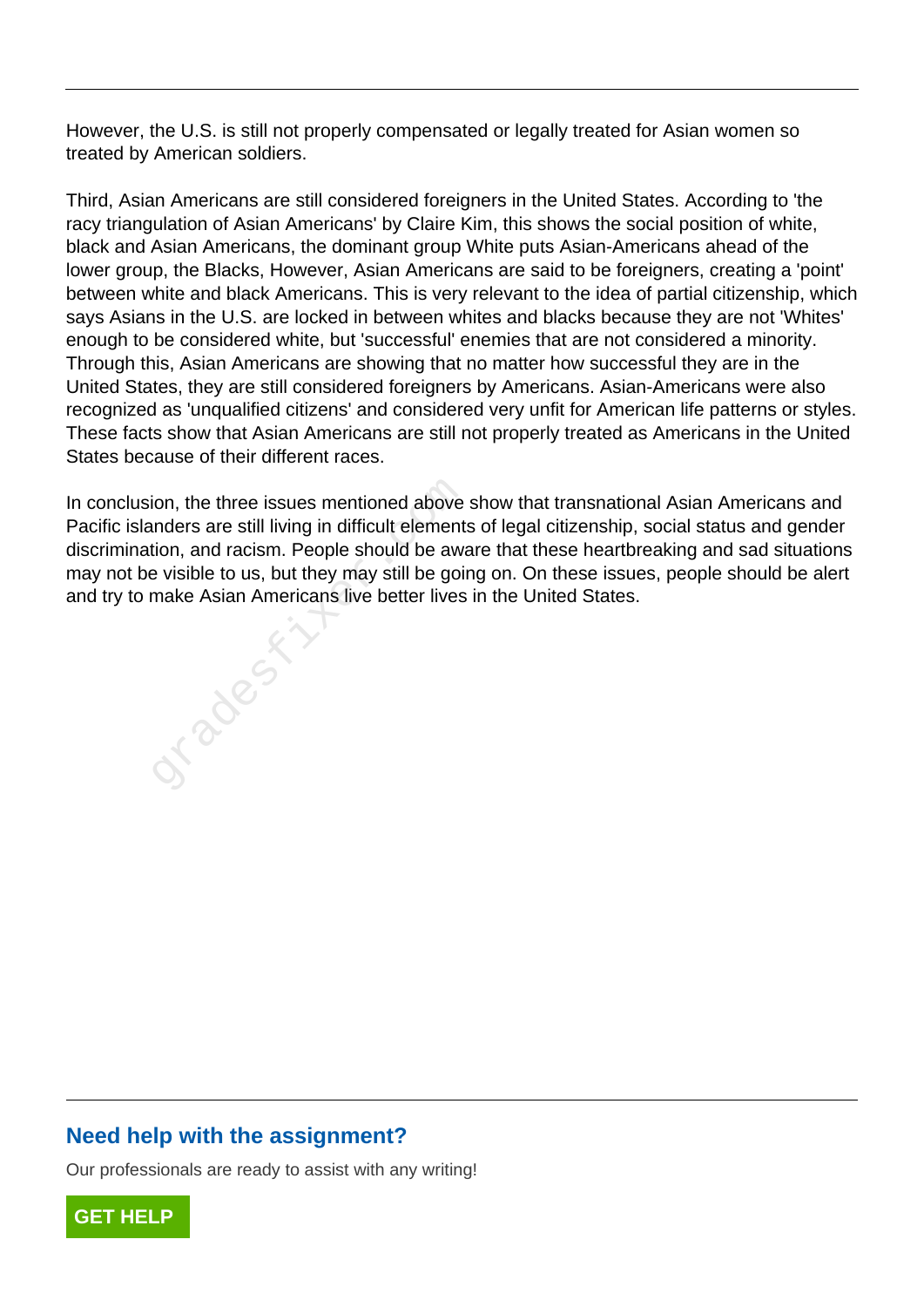However, the U.S. is still not properly compensated or legally treated for Asian women so treated by American soldiers.

Third, Asian Americans are still considered foreigners in the United States. According to 'the racy triangulation of Asian Americans' by Claire Kim, this shows the social position of white, black and Asian Americans, the dominant group White puts Asian-Americans ahead of the lower group, the Blacks, However, Asian Americans are said to be foreigners, creating a 'point' between white and black Americans. This is very relevant to the idea of partial citizenship, which says Asians in the U.S. are locked in between whites and blacks because they are not 'Whites' enough to be considered white, but 'successful' enemies that are not considered a minority. Through this, Asian Americans are showing that no matter how successful they are in the United States, they are still considered foreigners by Americans. Asian-Americans were also recognized as 'unqualified citizens' and considered very unfit for American life patterns or styles. These facts show that Asian Americans are still not properly treated as Americans in the United States because of their different races.

In conclusion, the three issues mentioned above show that transnational Asian Americans and Pacific islanders are still living in difficult elements of legal citizenship, social status and gender discrimination, and racism. People should be aware that these heartbreaking and sad situations may not be visible to us, but they may still be going on. On these issues, people should be alert and try to make Asian Americans live better lives in the United States.

## Need help with the assignment?

Our professionals are ready to assist with any writing!

GET HELP